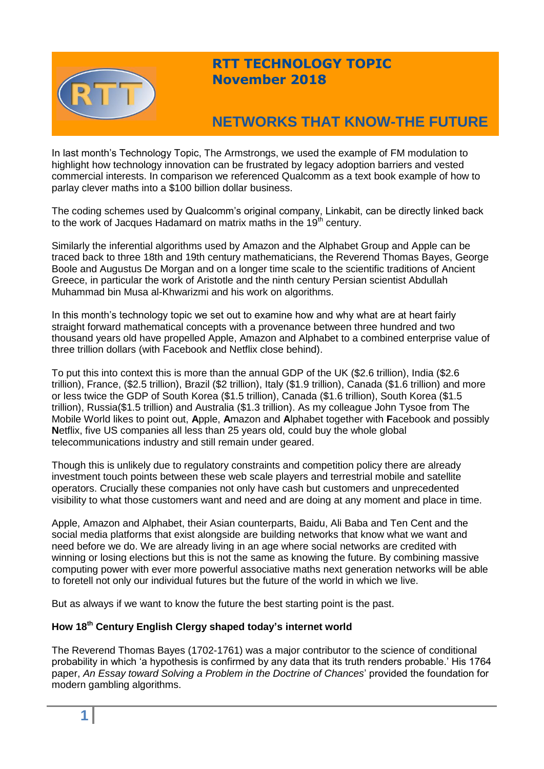# RTT TECHNOLOGY TOPIC
# November 2018

## NETWORKS THAT KNOW-THE FUTURE

In last month's Technology Topic, The Armstrongs, we used the example of FM modulation to highlight how technology innovation can be frustrated by legacy adoption barriers and vested commercial interests. In comparison we referenced Qualcomm as a text book example of how to parlay clever maths into a $100 billion dollar business.

The coding schemes used by Qualcomm's original company, Linkabit, can be directly linked back to the work of Jacques Hadamard on matrix maths in the 19th century.

Similarly the inferential algorithms used by Amazon and the Alphabet Group and Apple can be traced back to three 18th and 19th century mathematicians, the Reverend Thomas Bayes, George Boole and Augustus De Morgan and on a longer time scale to the scientific traditions of Ancient Greece, in particular the work of Aristotle and the ninth century Persian scientist Abdullah Muhammad bin Musa al-Khwarizmi and his work on algorithms.

In this month's technology topic we set out to examine how and why what are at heart fairly straight forward mathematical concepts with a provenance between three hundred and two thousand years old have propelled Apple, Amazon and Alphabet to a combined enterprise value of three trillion dollars (with Facebook and Netflix close behind).

To put this into context this is more than the annual GDP of the UK ($2.6 trillion), India ($2.6 trillion), France, ($2.5 trillion), Brazil ($2 trillion), Italy ($1.9 trillion), Canada ($1.6 trillion) and more or less twice the GDP of South Korea ($1.5 trillion), Canada ($1.6 trillion), South Korea ($1.5 trillion), Russia($1.5 trillion) and Australia ($1.3 trillion). As my colleague John Tysoe from The Mobile World likes to point out, **A**pple, **A**mazon and **A**lphabet together with **F**acebook and possibly **N**etflix, five US companies all less than 25 years old, could buy the whole global telecommunications industry and still remain under geared.

Though this is unlikely due to regulatory constraints and competition policy there are already investment touch points between these web scale players and terrestrial mobile and satellite operators. Crucially these companies not only have cash but customers and unprecedented visibility to what those customers want and need and are doing at any moment and place in time.

Apple, Amazon and Alphabet, their Asian counterparts, Baidu, Ali Baba and Ten Cent and the social media platforms that exist alongside are building networks that know what we want and need before we do. We are already living in an age where social networks are credited with winning or losing elections but this is not the same as knowing the future. By combining massive computing power with ever more powerful associative maths next generation networks will be able to foretell not only our individual futures but the future of the world in which we live.

But as always if we want to know the future the best starting point is the past.

### How 18th Century English Clergy shaped today's internet world

The Reverend Thomas Bayes (1702-1761) was a major contributor to the science of conditional probability in which 'a hypothesis is confirmed by any data that its truth renders probable.' His 1764 paper, *An Essay toward Solving a Problem in the Doctrine of Chances*' provided the foundation for modern gambling algorithms.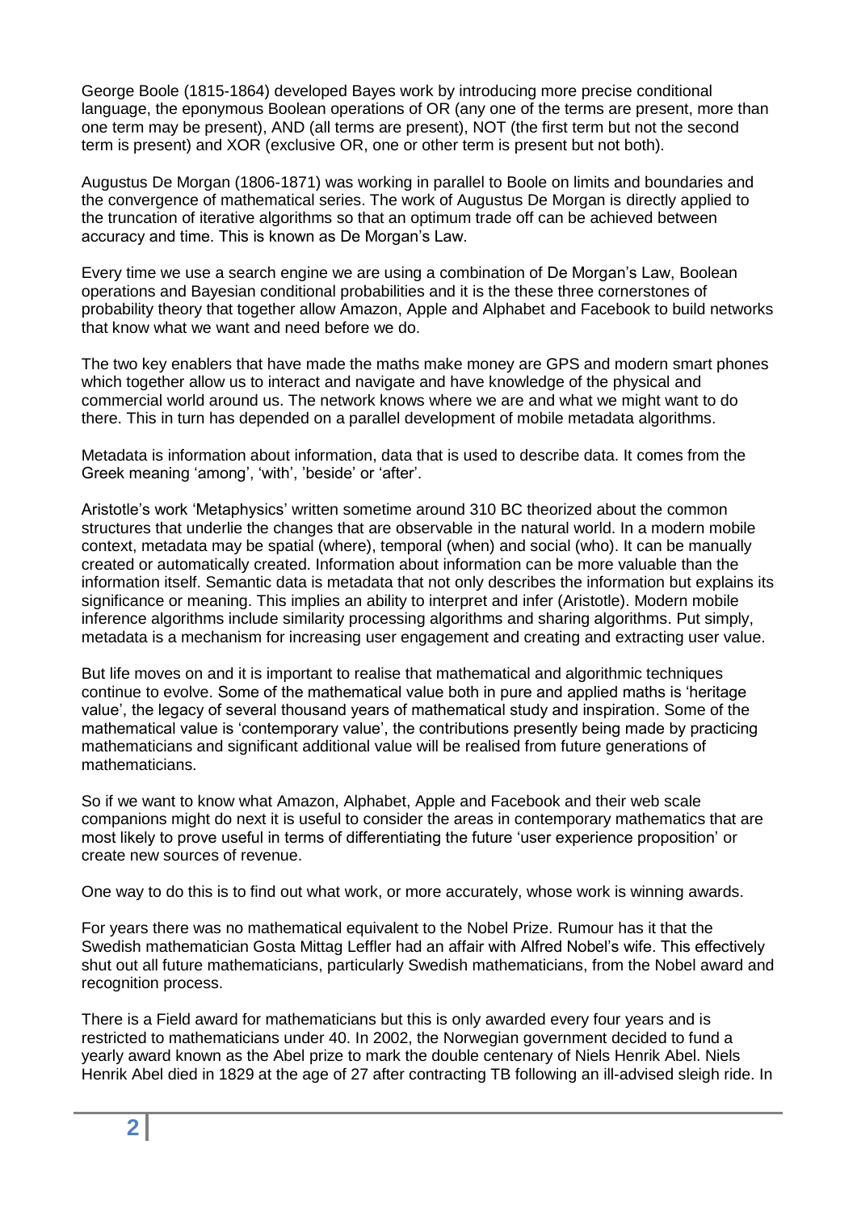George Boole (1815-1864) developed Bayes work by introducing more precise conditional language, the eponymous Boolean operations of OR (any one of the terms are present, more than one term may be present), AND (all terms are present), NOT (the first term but not the second term is present) and XOR (exclusive OR, one or other term is present but not both).

Augustus De Morgan (1806-1871) was working in parallel to Boole on limits and boundaries and the convergence of mathematical series. The work of Augustus De Morgan is directly applied to the truncation of iterative algorithms so that an optimum trade off can be achieved between accuracy and time. This is known as De Morgan's Law.

Every time we use a search engine we are using a combination of De Morgan's Law, Boolean operations and Bayesian conditional probabilities and it is the these three cornerstones of probability theory that together allow Amazon, Apple and Alphabet and Facebook to build networks that know what we want and need before we do.

The two key enablers that have made the maths make money are GPS and modern smart phones which together allow us to interact and navigate and have knowledge of the physical and commercial world around us. The network knows where we are and what we might want to do there. This in turn has depended on a parallel development of mobile metadata algorithms.

Metadata is information about information, data that is used to describe data. It comes from the Greek meaning 'among', 'with', 'beside' or 'after'.

Aristotle's work 'Metaphysics' written sometime around 310 BC theorized about the common structures that underlie the changes that are observable in the natural world. In a modern mobile context, metadata may be spatial (where), temporal (when) and social (who). It can be manually created or automatically created. Information about information can be more valuable than the information itself. Semantic data is metadata that not only describes the information but explains its significance or meaning. This implies an ability to interpret and infer (Aristotle). Modern mobile inference algorithms include similarity processing algorithms and sharing algorithms. Put simply, metadata is a mechanism for increasing user engagement and creating and extracting user value.

But life moves on and it is important to realise that mathematical and algorithmic techniques continue to evolve. Some of the mathematical value both in pure and applied maths is 'heritage value', the legacy of several thousand years of mathematical study and inspiration. Some of the mathematical value is 'contemporary value', the contributions presently being made by practicing mathematicians and significant additional value will be realised from future generations of mathematicians.

So if we want to know what Amazon, Alphabet, Apple and Facebook and their web scale companions might do next it is useful to consider the areas in contemporary mathematics that are most likely to prove useful in terms of differentiating the future 'user experience proposition' or create new sources of revenue.

One way to do this is to find out what work, or more accurately, whose work is winning awards.

For years there was no mathematical equivalent to the Nobel Prize. Rumour has it that the Swedish mathematician Gosta Mittag Leffler had an affair with Alfred Nobel's wife. This effectively shut out all future mathematicians, particularly Swedish mathematicians, from the Nobel award and recognition process.

There is a Field award for mathematicians but this is only awarded every four years and is restricted to mathematicians under 40. In 2002, the Norwegian government decided to fund a yearly award known as the Abel prize to mark the double centenary of Niels Henrik Abel. Niels Henrik Abel died in 1829 at the age of 27 after contracting TB following an ill-advised sleigh ride. In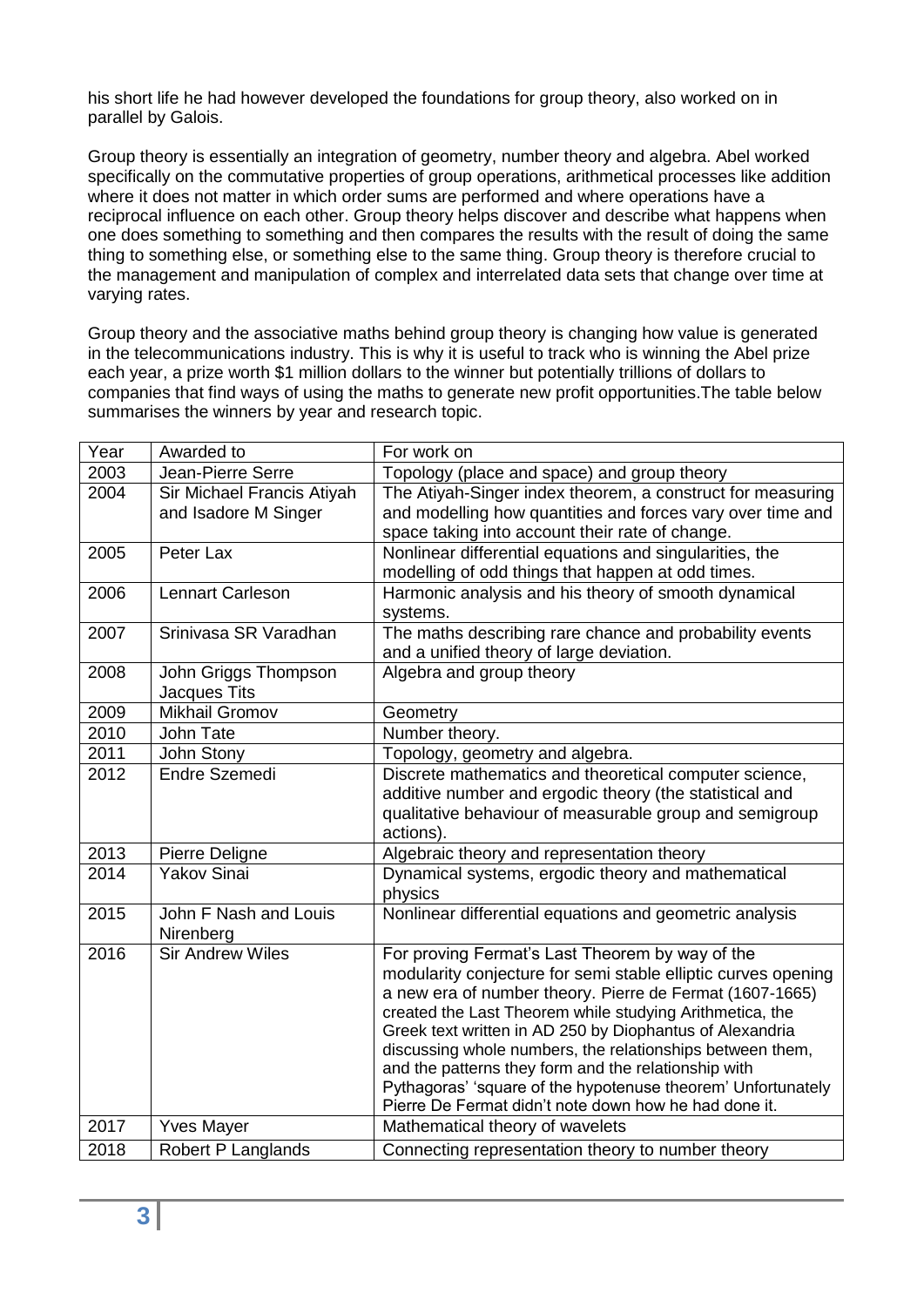his short life he had however developed the foundations for group theory, also worked on in parallel by Galois.

Group theory is essentially an integration of geometry, number theory and algebra. Abel worked specifically on the commutative properties of group operations, arithmetical processes like addition where it does not matter in which order sums are performed and where operations have a reciprocal influence on each other. Group theory helps discover and describe what happens when one does something to something and then compares the results with the result of doing the same thing to something else, or something else to the same thing. Group theory is therefore crucial to the management and manipulation of complex and interrelated data sets that change over time at varying rates.

Group theory and the associative maths behind group theory is changing how value is generated in the telecommunications industry. This is why it is useful to track who is winning the Abel prize each year, a prize worth $1 million dollars to the winner but potentially trillions of dollars to companies that find ways of using the maths to generate new profit opportunities.The table below summarises the winners by year and research topic.

| Year | Awarded to | For work on |
|---|---|---|
| 2003 | Jean-Pierre Serre | Topology (place and space) and group theory |
| 2004 | Sir Michael Francis Atiyah and Isadore M Singer | The Atiyah-Singer index theorem, a construct for measuring and modelling how quantities and forces vary over time and space taking into account their rate of change. |
| 2005 | Peter Lax | Nonlinear differential equations and singularities, the modelling of odd things that happen at odd times. |
| 2006 | Lennart Carleson | Harmonic analysis and his theory of smooth dynamical systems. |
| 2007 | Srinivasa SR Varadhan | The maths describing rare chance and probability events and a unified theory of large deviation. |
| 2008 | John Griggs Thompson Jacques Tits | Algebra and group theory |
| 2009 | Mikhail Gromov | Geometry |
| 2010 | John Tate | Number theory. |
| 2011 | John Stony | Topology, geometry and algebra. |
| 2012 | Endre Szemedi | Discrete mathematics and theoretical computer science, additive number and ergodic theory (the statistical and qualitative behaviour of measurable group and semigroup actions). |
| 2013 | Pierre Deligne | Algebraic theory and representation theory |
| 2014 | Yakov Sinai | Dynamical systems, ergodic theory and mathematical physics |
| 2015 | John F Nash and Louis Nirenberg | Nonlinear differential equations and geometric analysis |
| 2016 | Sir Andrew Wiles | For proving Fermat's Last Theorem by way of the modularity conjecture for semi stable elliptic curves opening a new era of number theory. Pierre de Fermat (1607-1665) created the Last Theorem while studying Arithmetica, the Greek text written in AD 250 by Diophantus of Alexandria discussing whole numbers, the relationships between them, and the patterns they form and the relationship with Pythagoras' 'square of the hypotenuse theorem' Unfortunately Pierre De Fermat didn't note down how he had done it. |
| 2017 | Yves Mayer | Mathematical theory of wavelets |
| 2018 | Robert P Langlands | Connecting representation theory to number theory |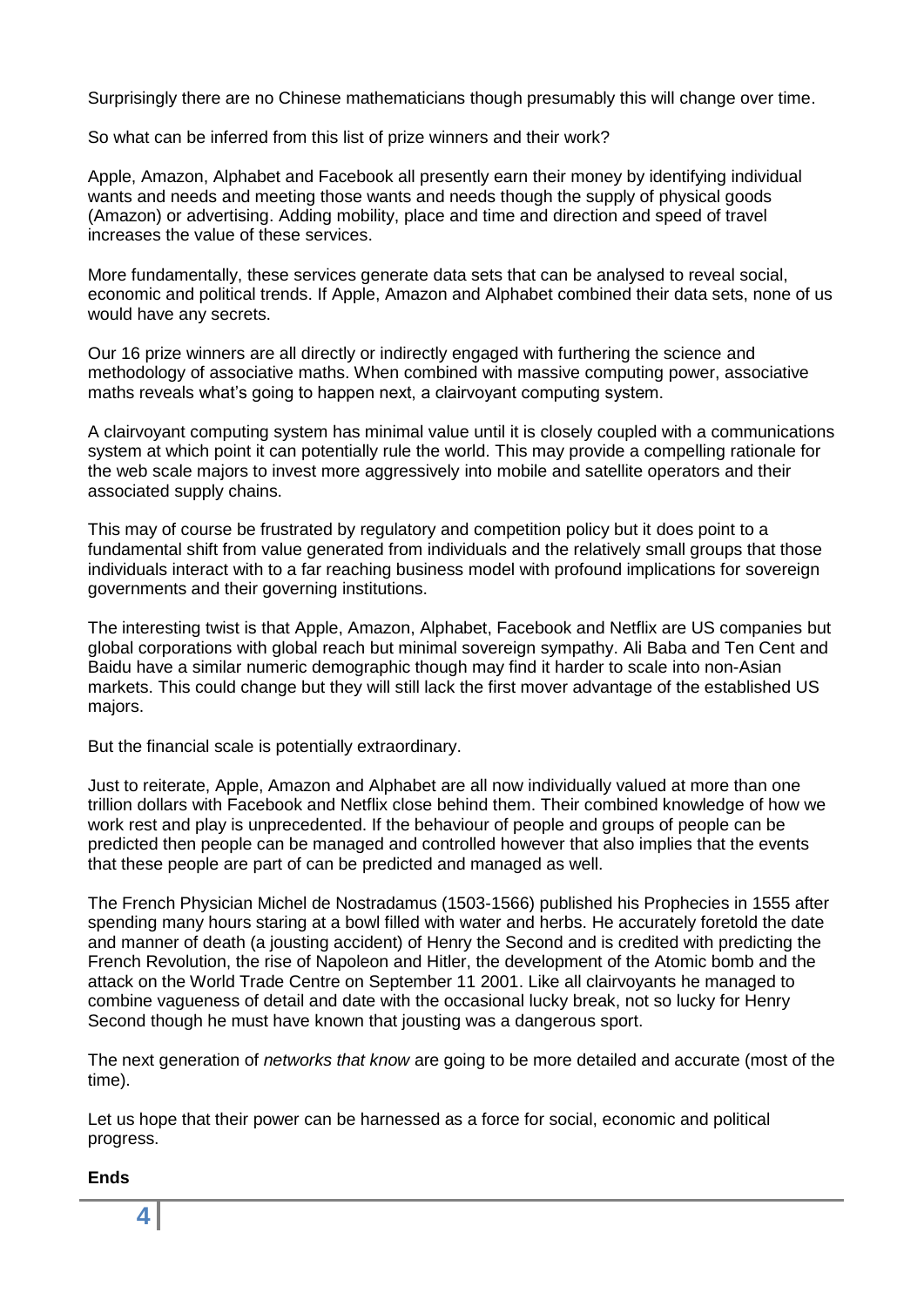Surprisingly there are no Chinese mathematicians though presumably this will change over time.

So what can be inferred from this list of prize winners and their work?

Apple, Amazon, Alphabet and Facebook all presently earn their money by identifying individual wants and needs and meeting those wants and needs though the supply of physical goods (Amazon) or advertising. Adding mobility, place and time and direction and speed of travel increases the value of these services.

More fundamentally, these services generate data sets that can be analysed to reveal social, economic and political trends. If Apple, Amazon and Alphabet combined their data sets, none of us would have any secrets.

Our 16 prize winners are all directly or indirectly engaged with furthering the science and methodology of associative maths. When combined with massive computing power, associative maths reveals what's going to happen next, a clairvoyant computing system.

A clairvoyant computing system has minimal value until it is closely coupled with a communications system at which point it can potentially rule the world. This may provide a compelling rationale for the web scale majors to invest more aggressively into mobile and satellite operators and their associated supply chains.

This may of course be frustrated by regulatory and competition policy but it does point to a fundamental shift from value generated from individuals and the relatively small groups that those individuals interact with to a far reaching business model with profound implications for sovereign governments and their governing institutions.

The interesting twist is that Apple, Amazon, Alphabet, Facebook and Netflix are US companies but global corporations with global reach but minimal sovereign sympathy. Ali Baba and Ten Cent and Baidu have a similar numeric demographic though may find it harder to scale into non-Asian markets. This could change but they will still lack the first mover advantage of the established US majors.

But the financial scale is potentially extraordinary.

Just to reiterate, Apple, Amazon and Alphabet are all now individually valued at more than one trillion dollars with Facebook and Netflix close behind them. Their combined knowledge of how we work rest and play is unprecedented. If the behaviour of people and groups of people can be predicted then people can be managed and controlled however that also implies that the events that these people are part of can be predicted and managed as well.

The French Physician Michel de Nostradamus (1503-1566) published his Prophecies in 1555 after spending many hours staring at a bowl filled with water and herbs. He accurately foretold the date and manner of death (a jousting accident) of Henry the Second and is credited with predicting the French Revolution, the rise of Napoleon and Hitler, the development of the Atomic bomb and the attack on the World Trade Centre on September 11 2001. Like all clairvoyants he managed to combine vagueness of detail and date with the occasional lucky break, not so lucky for Henry Second though he must have known that jousting was a dangerous sport.

The next generation of *networks that know* are going to be more detailed and accurate (most of the time).

Let us hope that their power can be harnessed as a force for social, economic and political progress.

**Ends**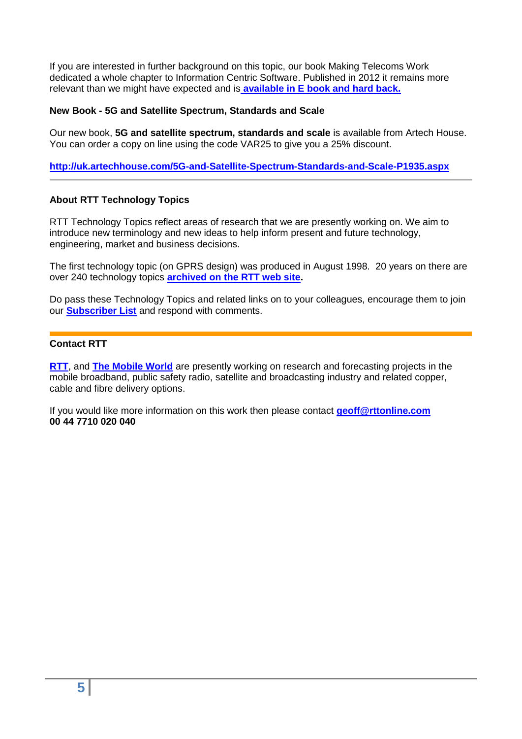If you are interested in further background on this topic, our book Making Telecoms Work dedicated a whole chapter to Information Centric Software. Published in 2012 it remains more relevant than we might have expected and is **available in E book and hard back.**

### New Book - 5G and Satellite Spectrum, Standards and Scale

Our new book, **5G and satellite spectrum, standards and scale** is available from Artech House. You can order a copy on line using the code VAR25 to give you a 25% discount.

**http://uk.artechhouse.com/5G-and-Satellite-Spectrum-Standards-and-Scale-P1935.aspx**

---

### About RTT Technology Topics

RTT Technology Topics reflect areas of research that we are presently working on. We aim to introduce new terminology and new ideas to help inform present and future technology, engineering, market and business decisions.

The first technology topic (on GPRS design) was produced in August 1998. 20 years on there are over 240 technology topics **archived on the RTT web site.**

Do pass these Technology Topics and related links on to your colleagues, encourage them to join our **Subscriber List** and respond with comments.

---

### Contact RTT

**RTT**, and **The Mobile World** are presently working on research and forecasting projects in the mobile broadband, public safety radio, satellite and broadcasting industry and related copper, cable and fibre delivery options.

If you would like more information on this work then please contact **geoff@rttonline.com**
**00 44 7710 020 040**